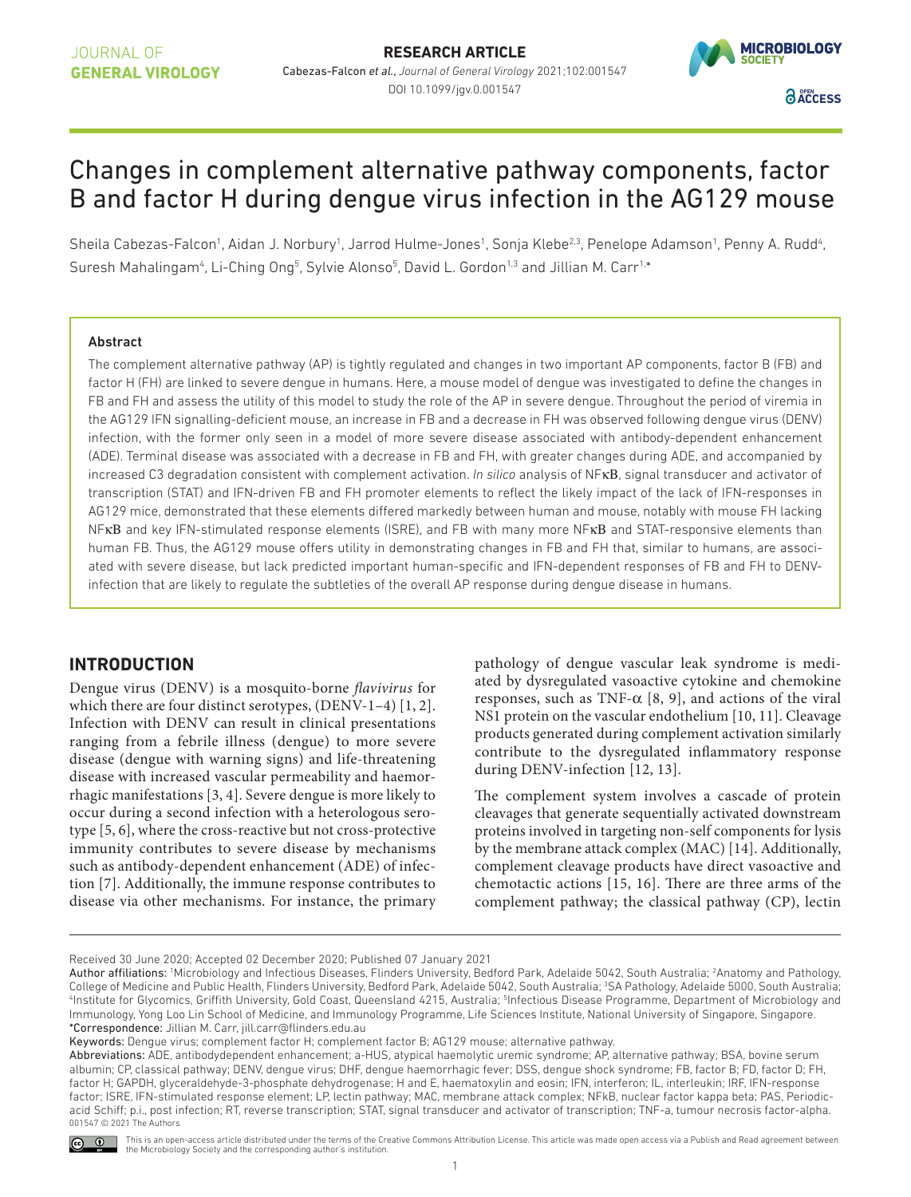RESEARCH ARTICLE

Cabezas-Falcon *et al.*, *Journal of General Virology* 2021;102:001547

DOI 10.1099/jgv.0.001547

# Changes in complement alternative pathway components, factor B and factor H during dengue virus infection in the AG129 mouse

Sheila Cabezas-Falcon[1], Aidan J. Norbury[1], Jarrod Hulme-Jones[1], Sonja Klebe[2,3], Penelope Adamson[1], Penny A. Rudd[4], Suresh Mahalingam[4], Li-Ching Ong[5], Sylvie Alonso[5], David L. Gordon[1,3] and Jillian M. Carr[1,*]

### Abstract

The complement alternative pathway (AP) is tightly regulated and changes in two important AP components, factor B (FB) and factor H (FH) are linked to severe dengue in humans. Here, a mouse model of dengue was investigated to define the changes in FB and FH and assess the utility of this model to study the role of the AP in severe dengue. Throughout the period of viremia in the AG129 IFN signalling-deficient mouse, an increase in FB and a decrease in FH was observed following dengue virus (DENV) infection, with the former only seen in a model of more severe disease associated with antibody-dependent enhancement (ADE). Terminal disease was associated with a decrease in FB and FH, with greater changes during ADE, and accompanied by increased C3 degradation consistent with complement activation. *In silico* analysis of NFκB, signal transducer and activator of transcription (STAT) and IFN-driven FB and FH promoter elements to reflect the likely impact of the lack of IFN-responses in AG129 mice, demonstrated that these elements differed markedly between human and mouse, notably with mouse FH lacking NFκB and key IFN-stimulated response elements (ISRE), and FB with many more NFκB and STAT-responsive elements than human FB. Thus, the AG129 mouse offers utility in demonstrating changes in FB and FH that, similar to humans, are associated with severe disease, but lack predicted important human-specific and IFN-dependent responses of FB and FH to DENV-infection that are likely to regulate the subtleties of the overall AP response during dengue disease in humans.

## INTRODUCTION

Dengue virus (DENV) is a mosquito-borne *flavivirus* for which there are four distinct serotypes, (DENV-1–4) [1, 2]. Infection with DENV can result in clinical presentations ranging from a febrile illness (dengue) to more severe disease (dengue with warning signs) and life-threatening disease with increased vascular permeability and haemorrhagic manifestations [3, 4]. Severe dengue is more likely to occur during a second infection with a heterologous serotype [5, 6], where the cross-reactive but not cross-protective immunity contributes to severe disease by mechanisms such as antibody-dependent enhancement (ADE) of infection [7]. Additionally, the immune response contributes to disease via other mechanisms. For instance, the primary pathology of dengue vascular leak syndrome is mediated by dysregulated vasoactive cytokine and chemokine responses, such as TNF-α [8, 9], and actions of the viral NS1 protein on the vascular endothelium [10, 11]. Cleavage products generated during complement activation similarly contribute to the dysregulated inflammatory response during DENV-infection [12, 13].

The complement system involves a cascade of protein cleavages that generate sequentially activated downstream proteins involved in targeting non-self components for lysis by the membrane attack complex (MAC) [14]. Additionally, complement cleavage products have direct vasoactive and chemotactic actions [15, 16]. There are three arms of the complement pathway; the classical pathway (CP), lectin

---

Received 30 June 2020; Accepted 02 December 2020; Published 07 January 2021

Author affiliations: [1]Microbiology and Infectious Diseases, Flinders University, Bedford Park, Adelaide 5042, South Australia; [2]Anatomy and Pathology, College of Medicine and Public Health, Flinders University, Bedford Park, Adelaide 5042, South Australia; [3]SA Pathology, Adelaide 5000, South Australia; [4]Institute for Glycomics, Griffith University, Gold Coast, Queensland 4215, Australia; [5]Infectious Disease Programme, Department of Microbiology and Immunology, Yong Loo Lin School of Medicine, and Immunology Programme, Life Sciences Institute, National University of Singapore, Singapore.

*Correspondence: Jillian M. Carr, jill.carr@flinders.edu.au

Keywords: Dengue virus; complement factor H; complement factor B; AG129 mouse; alternative pathway.

Abbreviations: ADE, antibodydependent enhancement; a-HUS, atypical haemolytic uremic syndrome; AP, alternative pathway; BSA, bovine serum albumin; CP, classical pathway; DENV, dengue virus; DHF, dengue haemorrhagic fever; DSS, dengue shock syndrome; FB, factor B; FD, factor D; FH, factor H; GAPDH, glyceraldehyde-3-phosphate dehydrogenase; H and E, haematoxylin and eosin; IFN, interferon; IL, interleukin; IRF, IFN-response factor; ISRE, IFN-stimulated response element; LP, lectin pathway; MAC, membrane attack complex; NFkB, nuclear factor kappa beta; PAS, Periodic-acid Schiff; p.i., post infection; RT, reverse transcription; STAT, signal transducer and activator of transcription; TNF-a, tumour necrosis factor-alpha.

001547 © 2021 The Authors

This is an open-access article distributed under the terms of the Creative Commons Attribution License. This article was made open access via a Publish and Read agreement between the Microbiology Society and the corresponding author's institution.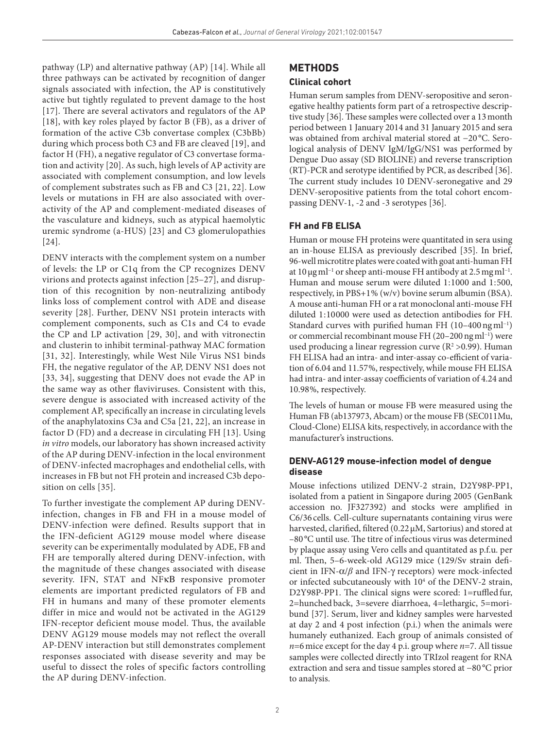pathway (LP) and alternative pathway (AP) [14]. While all three pathways can be activated by recognition of danger signals associated with infection, the AP is constitutively active but tightly regulated to prevent damage to the host [17]. There are several activators and regulators of the AP [18], with key roles played by factor B (FB), as a driver of formation of the active C3b convertase complex (C3bBb) during which process both C3 and FB are cleaved [19], and factor H (FH), a negative regulator of C3 convertase formation and activity [20]. As such, high levels of AP activity are associated with complement consumption, and low levels of complement substrates such as FB and C3 [21, 22]. Low levels or mutations in FH are also associated with overactivity of the AP and complement-mediated diseases of the vasculature and kidneys, such as atypical haemolytic uremic syndrome (a-HUS) [23] and C3 glomerulopathies [24].

DENV interacts with the complement system on a number of levels: the LP or C1q from the CP recognizes DENV virions and protects against infection [25–27], and disruption of this recognition by non-neutralizing antibody links loss of complement control with ADE and disease severity [28]. Further, DENV NS1 protein interacts with complement components, such as C1s and C4 to evade the CP and LP activation [29, 30], and with vitronectin and clusterin to inhibit terminal-pathway MAC formation [31, 32]. Interestingly, while West Nile Virus NS1 binds FH, the negative regulator of the AP, DENV NS1 does not [33, 34], suggesting that DENV does not evade the AP in the same way as other flaviviruses. Consistent with this, severe dengue is associated with increased activity of the complement AP, specifically an increase in circulating levels of the anaphylatoxins C3a and C5a [21, 22], an increase in factor D (FD) and a decrease in circulating FH [13]. Using *in vitro* models, our laboratory has shown increased activity of the AP during DENV-infection in the local environment of DENV-infected macrophages and endothelial cells, with increases in FB but not FH protein and increased C3b deposition on cells [35].

To further investigate the complement AP during DENV-infection, changes in FB and FH in a mouse model of DENV-infection were defined. Results support that in the IFN-deficient AG129 mouse model where disease severity can be experimentally modulated by ADE, FB and FH are temporally altered during DENV-infection, with the magnitude of these changes associated with disease severity. IFN, STAT and NFκB responsive promoter elements are important predicted regulators of FB and FH in humans and many of these promoter elements differ in mice and would not be activated in the AG129 IFN-receptor deficient mouse model. Thus, the available DENV AG129 mouse models may not reflect the overall AP-DENV interaction but still demonstrates complement responses associated with disease severity and may be useful to dissect the roles of specific factors controlling the AP during DENV-infection.

## METHODS

### Clinical cohort

Human serum samples from DENV-seropositive and seronegative healthy patients form part of a retrospective descriptive study [36]. These samples were collected over a 13 month period between 1 January 2014 and 31 January 2015 and sera was obtained from archival material stored at −20 °C. Serological analysis of DENV IgM/IgG/NS1 was performed by Dengue Duo assay (SD BIOLINE) and reverse transcription (RT)-PCR and serotype identified by PCR, as described [36]. The current study includes 10 DENV-seronegative and 29 DENV-seropositive patients from the total cohort encompassing DENV-1, -2 and -3 serotypes [36].

### FH and FB ELISA

Human or mouse FH proteins were quantitated in sera using an in-house ELISA as previously described [35]. In brief, 96-well microtitre plates were coated with goat anti-human FH at 10 µg ml$^{-1}$ or sheep anti-mouse FH antibody at 2.5 mg ml$^{-1}$. Human and mouse serum were diluted 1:1000 and 1:500, respectively, in PBS+1% (w/v) bovine serum albumin (BSA). A mouse anti-human FH or a rat monoclonal anti-mouse FH diluted 1:10000 were used as detection antibodies for FH. Standard curves with purified human FH (10–400 ng ml$^{-1}$) or commercial recombinant mouse FH (20–200 ng ml$^{-1}$) were used producing a linear regression curve ($R^2$ >0.99). Human FH ELISA had an intra- and inter-assay co-efficient of variation of 6.04 and 11.57%, respectively, while mouse FH ELISA had intra- and inter-assay coefficients of variation of 4.24 and 10.98%, respectively.

The levels of human or mouse FB were measured using the Human FB (ab137973, Abcam) or the mouse FB (SEC011Mu, Cloud-Clone) ELISA kits, respectively, in accordance with the manufacturer's instructions.

### DENV-AG129 mouse-infection model of dengue disease

Mouse infections utilized DENV-2 strain, D2Y98P-PP1, isolated from a patient in Singapore during 2005 (GenBank accession no. JF327392) and stocks were amplified in C6/36 cells. Cell-culture supernatants containing virus were harvested, clarified, filtered (0.22 µM, Sartorius) and stored at −80 °C until use. The titre of infectious virus was determined by plaque assay using Vero cells and quantitated as p.f.u. per ml. Then, 5–6-week-old AG129 mice (129/Sv strain deficient in IFN-$\alpha/\beta$ and IFN-$\gamma$ receptors) were mock-infected or infected subcutaneously with $10^4$ of the DENV-2 strain, D2Y98P-PP1. The clinical signs were scored: 1=ruffled fur, 2=hunched back, 3=severe diarrhoea, 4=lethargic, 5=moribund [37]. Serum, liver and kidney samples were harvested at day 2 and 4 post infection (p.i.) when the animals were humanely euthanized. Each group of animals consisted of $n$=6 mice except for the day 4 p.i. group where $n$=7. All tissue samples were collected directly into TRIzol reagent for RNA extraction and sera and tissue samples stored at −80 °C prior to analysis.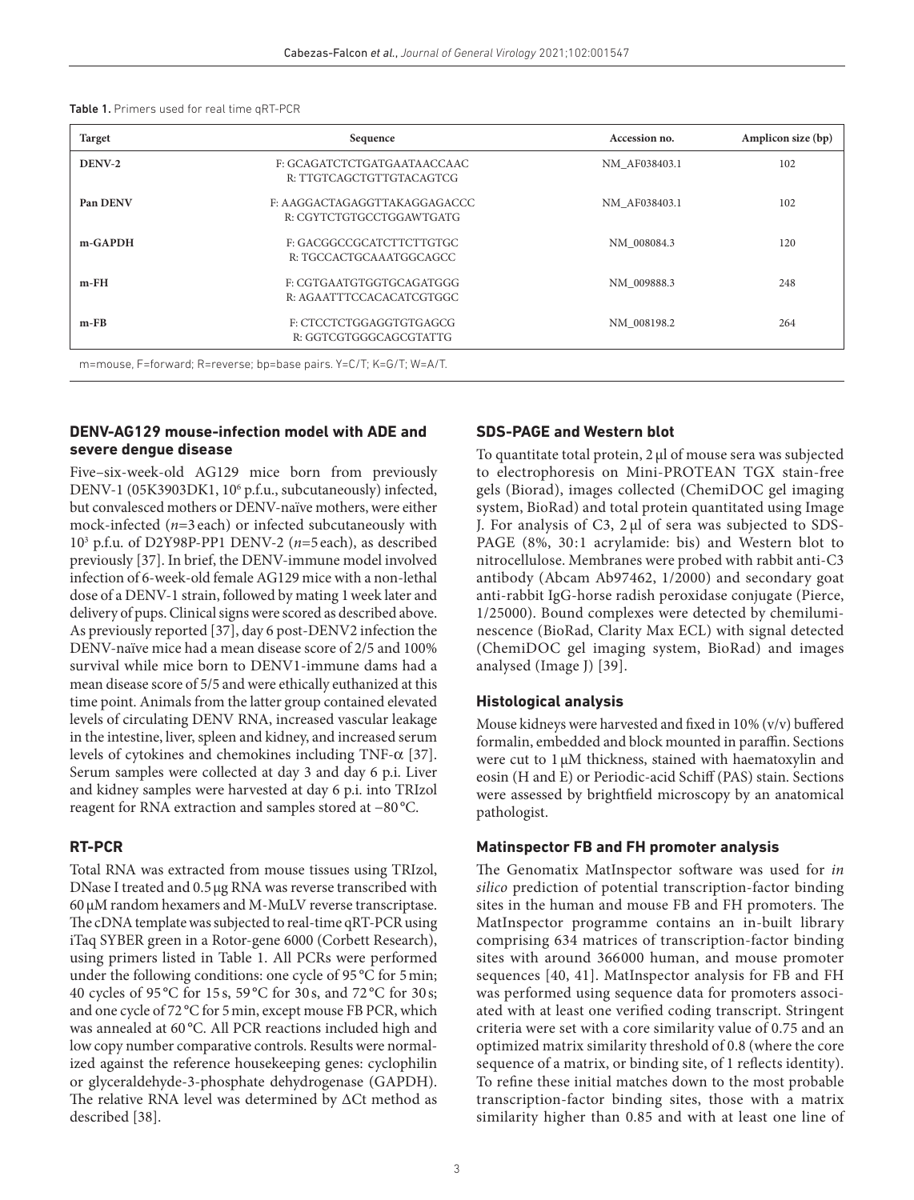Table 1. Primers used for real time qRT-PCR

| Target | Sequence | Accession no. | Amplicon size (bp) |
|---|---|---|---|
| **DENV-2** | F: GCAGATCTCTGATGAATAACCAAC<br>R: TTGTCAGCTGTTGTACAGTCG | NM_AF038403.1 | 102 |
| **Pan DENV** | F: AAGGACTAGAGGTTAKAGGAGACCC<br>R: CGYTCTGTGCCTGGAWTGATG | NM_AF038403.1 | 102 |
| **m-GAPDH** | F: GACGGCCGCATCTTCTTGTGC<br>R: TGCCACTGCAAATGGCAGCC | NM_008084.3 | 120 |
| **m-FH** | F: CGTGAATGTGGTGCAGATGGG<br>R: AGAATTTCCACACATCGTGGC | NM_009888.3 | 248 |
| **m-FB** | F: CTCCTCTGGAGGTGTGAGCG<br>R: GGTCGTGGGCAGCGTATTG | NM_008198.2 | 264 |

m=mouse, F=forward; R=reverse; bp=base pairs. Y=C/T; K=G/T; W=A/T.

### DENV-AG129 mouse-infection model with ADE and severe dengue disease

Five–six-week-old AG129 mice born from previously DENV-1 (05K3903DK1, $10^6$ p.f.u., subcutaneously) infected, but convalesced mothers or DENV-naïve mothers, were either mock-infected ($n$=3 each) or infected subcutaneously with $10^3$ p.f.u. of D2Y98P-PP1 DENV-2 ($n$=5 each), as described previously [37]. In brief, the DENV-immune model involved infection of 6-week-old female AG129 mice with a non-lethal dose of a DENV-1 strain, followed by mating 1 week later and delivery of pups. Clinical signs were scored as described above. As previously reported [37], day 6 post-DENV2 infection the DENV-naïve mice had a mean disease score of 2/5 and 100% survival while mice born to DENV1-immune dams had a mean disease score of 5/5 and were ethically euthanized at this time point. Animals from the latter group contained elevated levels of circulating DENV RNA, increased vascular leakage in the intestine, liver, spleen and kidney, and increased serum levels of cytokines and chemokines including TNF-$\alpha$ [37]. Serum samples were collected at day 3 and day 6 p.i. Liver and kidney samples were harvested at day 6 p.i. into TRIzol reagent for RNA extraction and samples stored at −80 °C.

### RT-PCR

Total RNA was extracted from mouse tissues using TRIzol, DNase I treated and 0.5 µg RNA was reverse transcribed with 60 µM random hexamers and M-MuLV reverse transcriptase. The cDNA template was subjected to real-time qRT-PCR using iTaq SYBER green in a Rotor-gene 6000 (Corbett Research), using primers listed in Table 1. All PCRs were performed under the following conditions: one cycle of 95 °C for 5 min; 40 cycles of 95 °C for 15 s, 59 °C for 30 s, and 72 °C for 30 s; and one cycle of 72 °C for 5 min, except mouse FB PCR, which was annealed at 60 °C. All PCR reactions included high and low copy number comparative controls. Results were normalized against the reference housekeeping genes: cyclophilin or glyceraldehyde-3-phosphate dehydrogenase (GAPDH). The relative RNA level was determined by ΔCt method as described [38].

### SDS-PAGE and Western blot

To quantitate total protein, 2 µl of mouse sera was subjected to electrophoresis on Mini-PROTEAN TGX stain-free gels (Biorad), images collected (ChemiDOC gel imaging system, BioRad) and total protein quantitated using Image J. For analysis of C3, 2 µl of sera was subjected to SDS-PAGE (8%, 30:1 acrylamide: bis) and Western blot to nitrocellulose. Membranes were probed with rabbit anti-C3 antibody (Abcam Ab97462, 1/2000) and secondary goat anti-rabbit IgG-horse radish peroxidase conjugate (Pierce, 1/25000). Bound complexes were detected by chemiluminescence (BioRad, Clarity Max ECL) with signal detected (ChemiDOC gel imaging system, BioRad) and images analysed (Image J) [39].

### Histological analysis

Mouse kidneys were harvested and fixed in 10% (v/v) buffered formalin, embedded and block mounted in paraffin. Sections were cut to 1 µM thickness, stained with haematoxylin and eosin (H and E) or Periodic-acid Schiff (PAS) stain. Sections were assessed by brightfield microscopy by an anatomical pathologist.

### Matinspector FB and FH promoter analysis

The Genomatix MatInspector software was used for *in silico* prediction of potential transcription-factor binding sites in the human and mouse FB and FH promoters. The MatInspector programme contains an in-built library comprising 634 matrices of transcription-factor binding sites with around 366000 human, and mouse promoter sequences [40, 41]. MatInspector analysis for FB and FH was performed using sequence data for promoters associated with at least one verified coding transcript. Stringent criteria were set with a core similarity value of 0.75 and an optimized matrix similarity threshold of 0.8 (where the core sequence of a matrix, or binding site, of 1 reflects identity). To refine these initial matches down to the most probable transcription-factor binding sites, those with a matrix similarity higher than 0.85 and with at least one line of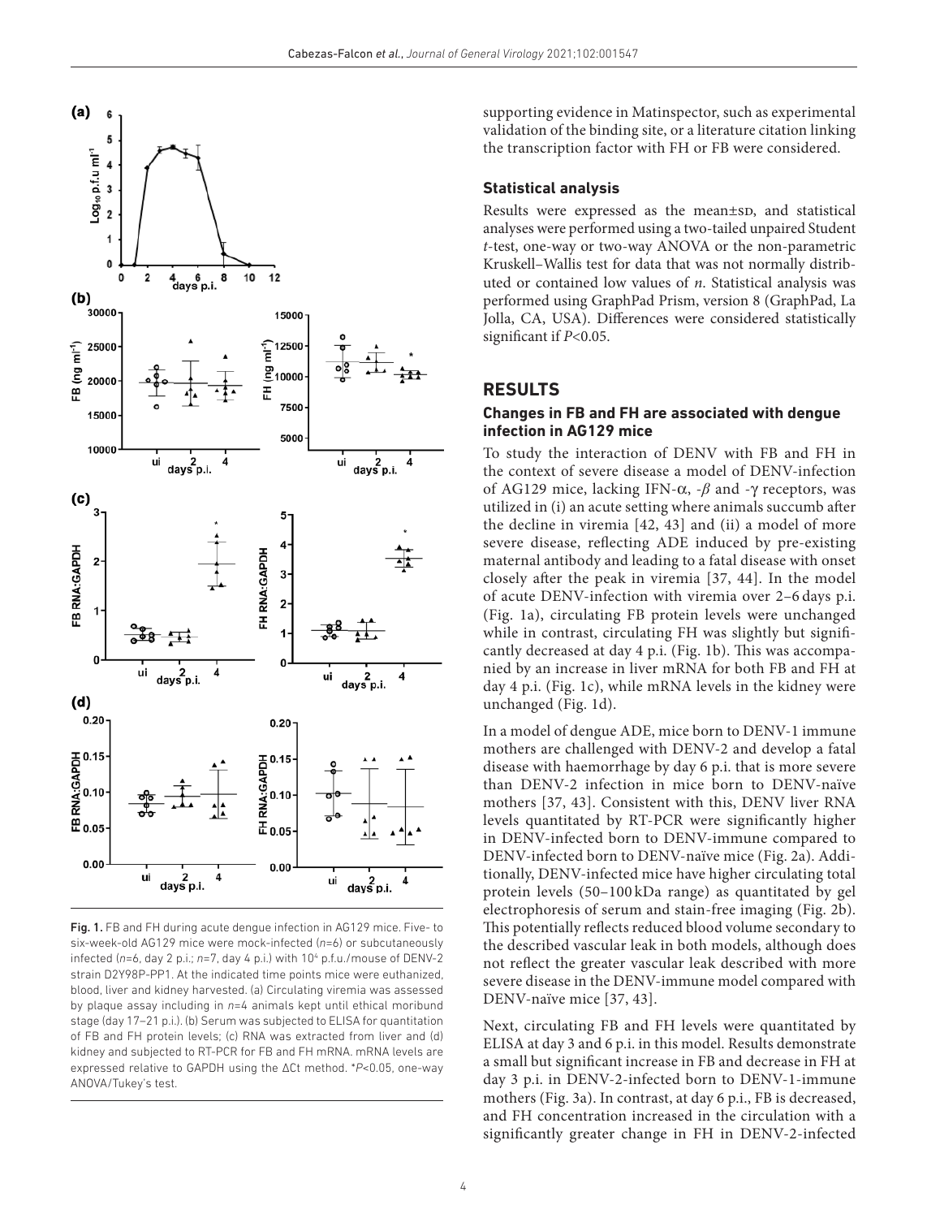Fig. 1. FB and FH during acute dengue infection in AG129 mice. Five- to six-week-old AG129 mice were mock-infected ($n$=6) or subcutaneously infected ($n$=6, day 2 p.i.; $n$=7, day 4 p.i.) with $10^4$ p.f.u./mouse of DENV-2 strain D2Y98P-PP1. At the indicated time points mice were euthanized, blood, liver and kidney harvested. (a) Circulating viremia was assessed by plaque assay including in $n$=4 animals kept until ethical moribund stage (day 17–21 p.i.). (b) Serum was subjected to ELISA for quantitation of FB and FH protein levels; (c) RNA was extracted from liver and (d) kidney and subjected to RT-PCR for FB and FH mRNA. mRNA levels are expressed relative to GAPDH using the ΔCt method. *$P$<0.05, one-way ANOVA/Tukey's test.

supporting evidence in Matinspector, such as experimental validation of the binding site, or a literature citation linking the transcription factor with FH or FB were considered.

### Statistical analysis

Results were expressed as the mean±SD, and statistical analyses were performed using a two-tailed unpaired Student $t$-test, one-way or two-way ANOVA or the non-parametric Kruskell–Wallis test for data that was not normally distributed or contained low values of $n$. Statistical analysis was performed using GraphPad Prism, version 8 (GraphPad, La Jolla, CA, USA). Differences were considered statistically significant if $P$<0.05.

## RESULTS

### Changes in FB and FH are associated with dengue infection in AG129 mice

To study the interaction of DENV with FB and FH in the context of severe disease a model of DENV-infection of AG129 mice, lacking IFN-$\alpha$, -$\beta$ and -$\gamma$ receptors, was utilized in (i) an acute setting where animals succumb after the decline in viremia [42, 43] and (ii) a model of more severe disease, reflecting ADE induced by pre-existing maternal antibody and leading to a fatal disease with onset closely after the peak in viremia [37, 44]. In the model of acute DENV-infection with viremia over 2–6 days p.i. (Fig. 1a), circulating FB protein levels were unchanged while in contrast, circulating FH was slightly but significantly decreased at day 4 p.i. (Fig. 1b). This was accompanied by an increase in liver mRNA for both FB and FH at day 4 p.i. (Fig. 1c), while mRNA levels in the kidney were unchanged (Fig. 1d).

In a model of dengue ADE, mice born to DENV-1 immune mothers are challenged with DENV-2 and develop a fatal disease with haemorrhage by day 6 p.i. that is more severe than DENV-2 infection in mice born to DENV-naïve mothers [37, 43]. Consistent with this, DENV liver RNA levels quantitated by RT-PCR were significantly higher in DENV-infected born to DENV-immune compared to DENV-infected born to DENV-naïve mice (Fig. 2a). Additionally, DENV-infected mice have higher circulating total protein levels (50–100 kDa range) as quantitated by gel electrophoresis of serum and stain-free imaging (Fig. 2b). This potentially reflects reduced blood volume secondary to the described vascular leak in both models, although does not reflect the greater vascular leak described with more severe disease in the DENV-immune model compared with DENV-naïve mice [37, 43].

Next, circulating FB and FH levels were quantitated by ELISA at day 3 and 6 p.i. in this model. Results demonstrate a small but significant increase in FB and decrease in FH at day 3 p.i. in DENV-2-infected born to DENV-1-immune mothers (Fig. 3a). In contrast, at day 6 p.i., FB is decreased, and FH concentration increased in the circulation with a significantly greater change in FH in DENV-2-infected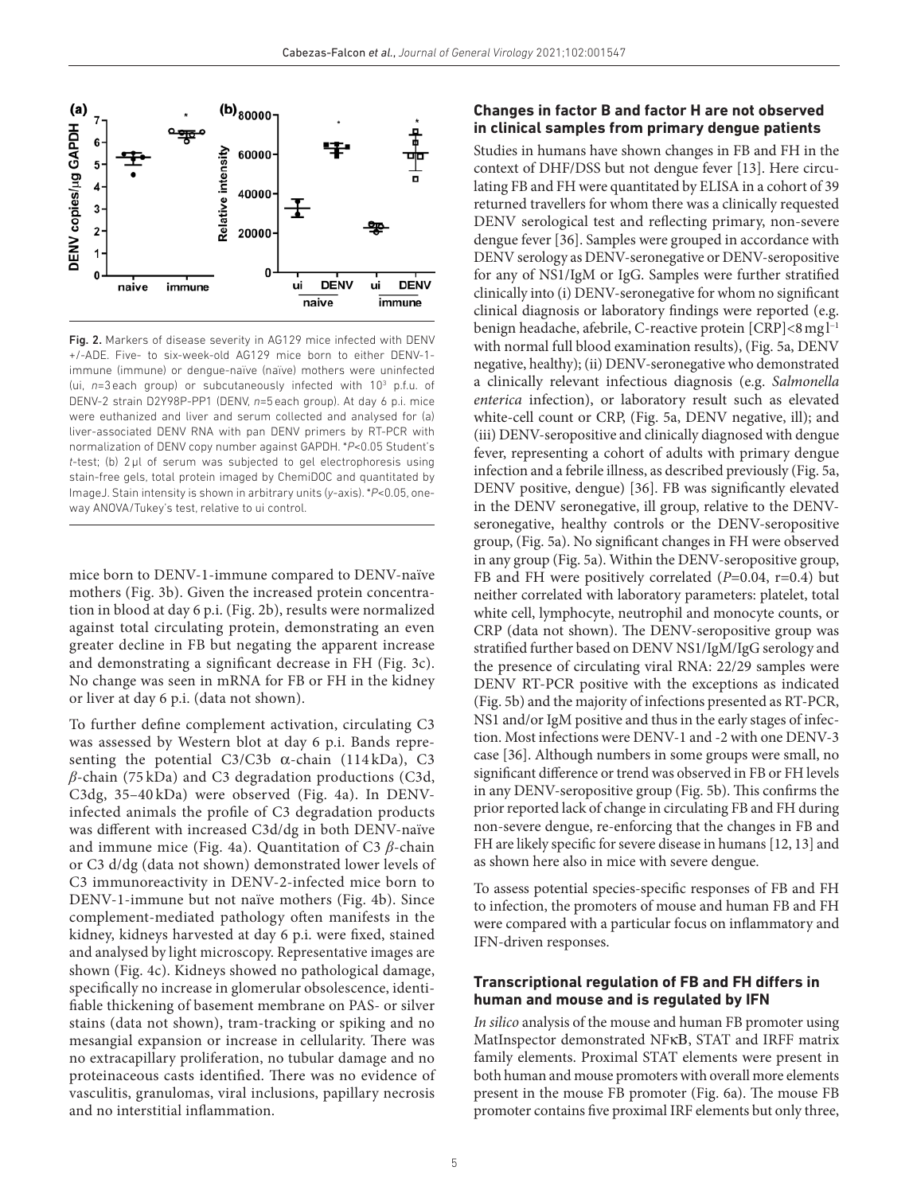Fig. 2. Markers of disease severity in AG129 mice infected with DENV +/-ADE. Five- to six-week-old AG129 mice born to either DENV-1-immune (immune) or dengue-naïve (naïve) mothers were uninfected (ui, $n$=3 each group) or subcutaneously infected with $10^3$ p.f.u. of DENV-2 strain D2Y98P-PP1 (DENV, $n$=5 each group). At day 6 p.i. mice were euthanized and liver and serum collected and analysed for (a) liver-associated DENV RNA with pan DENV primers by RT-PCR with normalization of DENV copy number against GAPDH. *$P$<0.05 Student's $t$-test; (b) 2 µl of serum was subjected to gel electrophoresis using stain-free gels, total protein imaged by ChemiDOC and quantitated by ImageJ. Stain intensity is shown in arbitrary units ($y$-axis). *$P$<0.05, one-way ANOVA/Tukey's test, relative to ui control.

mice born to DENV-1-immune compared to DENV-naïve mothers (Fig. 3b). Given the increased protein concentration in blood at day 6 p.i. (Fig. 2b), results were normalized against total circulating protein, demonstrating an even greater decline in FB but negating the apparent increase and demonstrating a significant decrease in FH (Fig. 3c). No change was seen in mRNA for FB or FH in the kidney or liver at day 6 p.i. (data not shown).

To further define complement activation, circulating C3 was assessed by Western blot at day 6 p.i. Bands representing the potential C3/C3b α-chain (114 kDa), C3 $\beta$-chain (75 kDa) and C3 degradation productions (C3d, C3dg, 35–40 kDa) were observed (Fig. 4a). In DENV-infected animals the profile of C3 degradation products was different with increased C3d/dg in both DENV-naïve and immune mice (Fig. 4a). Quantitation of C3 $\beta$-chain or C3 d/dg (data not shown) demonstrated lower levels of C3 immunoreactivity in DENV-2-infected mice born to DENV-1-immune but not naïve mothers (Fig. 4b). Since complement-mediated pathology often manifests in the kidney, kidneys harvested at day 6 p.i. were fixed, stained and analysed by light microscopy. Representative images are shown (Fig. 4c). Kidneys showed no pathological damage, specifically no increase in glomerular obsolescence, identifiable thickening of basement membrane on PAS- or silver stains (data not shown), tram-tracking or spiking and no mesangial expansion or increase in cellularity. There was no extracapillary proliferation, no tubular damage and no proteinaceous casts identified. There was no evidence of vasculitis, granulomas, viral inclusions, papillary necrosis and no interstitial inflammation.

### Changes in factor B and factor H are not observed in clinical samples from primary dengue patients

Studies in humans have shown changes in FB and FH in the context of DHF/DSS but not dengue fever [13]. Here circulating FB and FH were quantitated by ELISA in a cohort of 39 returned travellers for whom there was a clinically requested DENV serological test and reflecting primary, non-severe dengue fever [36]. Samples were grouped in accordance with DENV serology as DENV-seronegative or DENV-seropositive for any of NS1/IgM or IgG. Samples were further stratified clinically into (i) DENV-seronegative for whom no significant clinical diagnosis or laboratory findings were reported (e.g. benign headache, afebrile, C-reactive protein [CRP]<8 $mg l^{-1}$ with normal full blood examination results), (Fig. 5a, DENV negative, healthy); (ii) DENV-seronegative who demonstrated a clinically relevant infectious diagnosis (e.g. *Salmonella enterica* infection), or laboratory result such as elevated white-cell count or CRP, (Fig. 5a, DENV negative, ill); and (iii) DENV-seropositive and clinically diagnosed with dengue fever, representing a cohort of adults with primary dengue infection and a febrile illness, as described previously (Fig. 5a, DENV positive, dengue) [36]. FB was significantly elevated in the DENV seronegative, ill group, relative to the DENV-seronegative, healthy controls or the DENV-seropositive group, (Fig. 5a). No significant changes in FH were observed in any group (Fig. 5a). Within the DENV-seropositive group, FB and FH were positively correlated ($P$=0.04, r=0.4) but neither correlated with laboratory parameters: platelet, total white cell, lymphocyte, neutrophil and monocyte counts, or CRP (data not shown). The DENV-seropositive group was stratified further based on DENV NS1/IgM/IgG serology and the presence of circulating viral RNA: 22/29 samples were DENV RT-PCR positive with the exceptions as indicated (Fig. 5b) and the majority of infections presented as RT-PCR, NS1 and/or IgM positive and thus in the early stages of infection. Most infections were DENV-1 and -2 with one DENV-3 case [36]. Although numbers in some groups were small, no significant difference or trend was observed in FB or FH levels in any DENV-seropositive group (Fig. 5b). This confirms the prior reported lack of change in circulating FB and FH during non-severe dengue, re-enforcing that the changes in FB and FH are likely specific for severe disease in humans [12, 13] and as shown here also in mice with severe dengue.

To assess potential species-specific responses of FB and FH to infection, the promoters of mouse and human FB and FH were compared with a particular focus on inflammatory and IFN-driven responses.

### Transcriptional regulation of FB and FH differs in human and mouse and is regulated by IFN

*In silico* analysis of the mouse and human FB promoter using MatInspector demonstrated NFκB, STAT and IRFF matrix family elements. Proximal STAT elements were present in both human and mouse promoters with overall more elements present in the mouse FB promoter (Fig. 6a). The mouse FB promoter contains five proximal IRF elements but only three,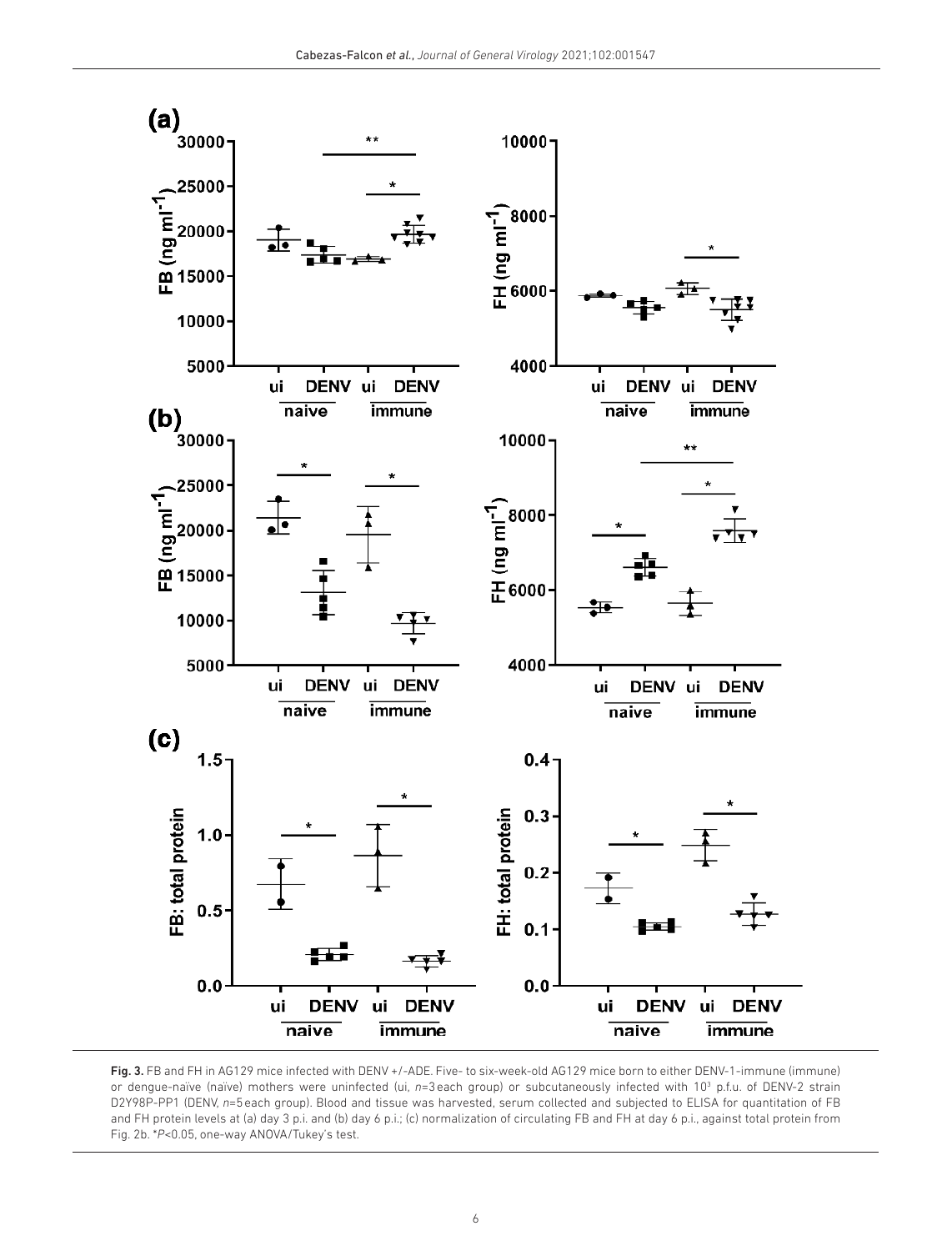**Fig. 3.** FB and FH in AG129 mice infected with DENV +/-ADE. Five- to six-week-old AG129 mice born to either DENV-1-immune (immune) or dengue-naïve (naïve) mothers were uninfected (ui, *n*=3 each group) or subcutaneously infected with $10^3$ p.f.u. of DENV-2 strain D2Y98P-PP1 (DENV, *n*=5 each group). Blood and tissue was harvested, serum collected and subjected to ELISA for quantitation of FB and FH protein levels at (a) day 3 p.i. and (b) day 6 p.i.; (c) normalization of circulating FB and FH at day 6 p.i., against total protein from Fig. 2b. *$P<0.05$, one-way ANOVA/Tukey's test.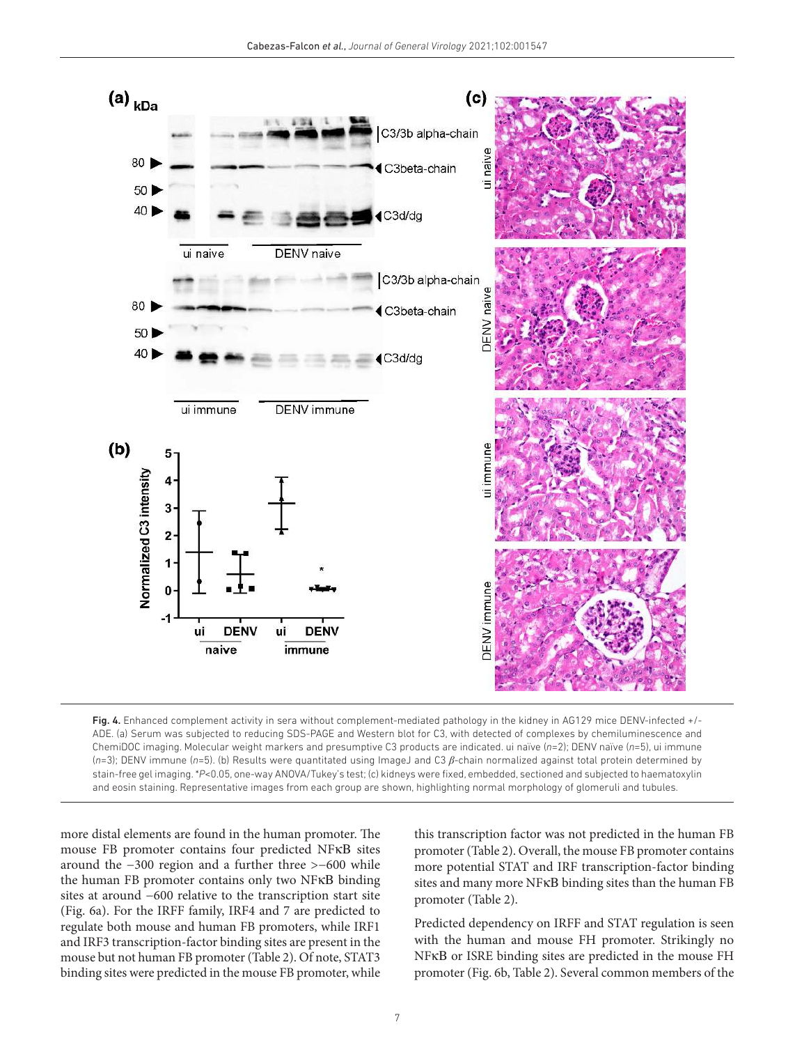**Fig. 4.** Enhanced complement activity in sera without complement-mediated pathology in the kidney in AG129 mice DENV-infected +/- ADE. (a) Serum was subjected to reducing SDS-PAGE and Western blot for C3, with detected of complexes by chemiluminescence and ChemiDOC imaging. Molecular weight markers and presumptive C3 products are indicated. ui naïve (*n*=2); DENV naïve (*n*=5), ui immune (*n*=3); DENV immune (*n*=5). (b) Results were quantitated using ImageJ and C3 $\beta$-chain normalized against total protein determined by stain-free gel imaging. *$P$<0.05, one-way ANOVA/Tukey's test; (c) kidneys were fixed, embedded, sectioned and subjected to haematoxylin and eosin staining. Representative images from each group are shown, highlighting normal morphology of glomeruli and tubules.

more distal elements are found in the human promoter. The mouse FB promoter contains four predicted NFκB sites around the −300 region and a further three >−600 while the human FB promoter contains only two NFκB binding sites at around −600 relative to the transcription start site (Fig. 6a). For the IRFF family, IRF4 and 7 are predicted to regulate both mouse and human FB promoters, while IRF1 and IRF3 transcription-factor binding sites are present in the mouse but not human FB promoter (Table 2). Of note, STAT3 binding sites were predicted in the mouse FB promoter, while this transcription factor was not predicted in the human FB promoter (Table 2). Overall, the mouse FB promoter contains more potential STAT and IRF transcription-factor binding sites and many more NFκB binding sites than the human FB promoter (Table 2).

Predicted dependency on IRFF and STAT regulation is seen with the human and mouse FH promoter. Strikingly no NFκB or ISRE binding sites are predicted in the mouse FH promoter (Fig. 6b, Table 2). Several common members of the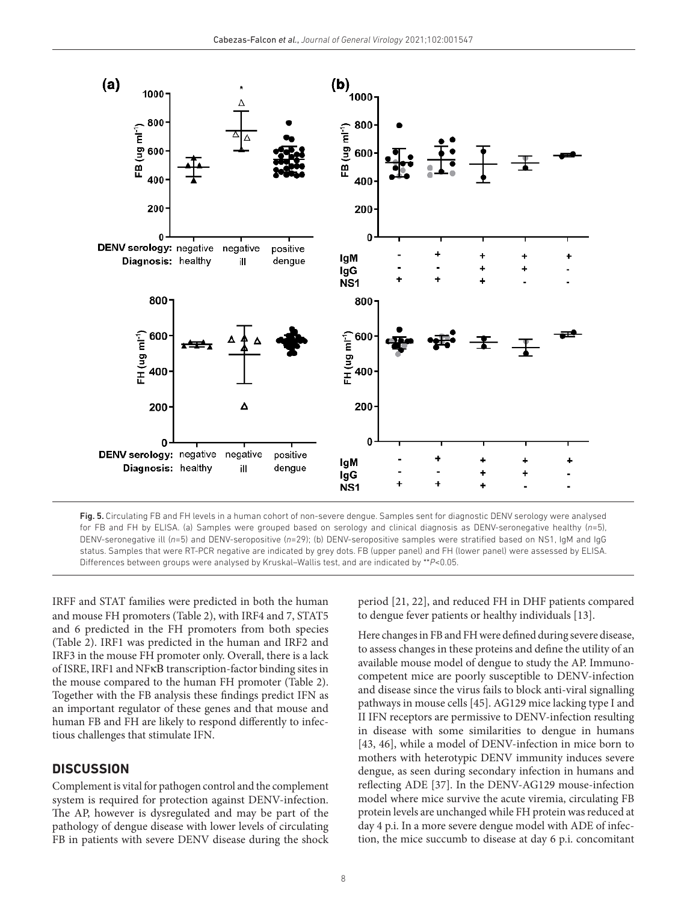Fig. 5. Circulating FB and FH levels in a human cohort of non-severe dengue. Samples sent for diagnostic DENV serology were analysed for FB and FH by ELISA. (a) Samples were grouped based on serology and clinical diagnosis as DENV-seronegative healthy (*n*=5), DENV-seronegative ill (*n*=5) and DENV-seropositive (*n*=29); (b) DENV-seropositive samples were stratified based on NS1, IgM and IgG status. Samples that were RT-PCR negative are indicated by grey dots. FB (upper panel) and FH (lower panel) were assessed by ELISA. Differences between groups were analysed by Kruskal–Wallis test, and are indicated by $^{**}P<0.05$.

IRFF and STAT families were predicted in both the human and mouse FH promoters (Table 2), with IRF4 and 7, STAT5 and 6 predicted in the FH promoters from both species (Table 2). IRF1 was predicted in the human and IRF2 and IRF3 in the mouse FH promoter only. Overall, there is a lack of ISRE, IRF1 and NFκB transcription-factor binding sites in the mouse compared to the human FH promoter (Table 2). Together with the FB analysis these findings predict IFN as an important regulator of these genes and that mouse and human FB and FH are likely to respond differently to infectious challenges that stimulate IFN.

## DISCUSSION

Complement is vital for pathogen control and the complement system is required for protection against DENV-infection. The AP, however is dysregulated and may be part of the pathology of dengue disease with lower levels of circulating FB in patients with severe DENV disease during the shock period [21, 22], and reduced FH in DHF patients compared to dengue fever patients or healthy individuals [13].

Here changes in FB and FH were defined during severe disease, to assess changes in these proteins and define the utility of an available mouse model of dengue to study the AP. Immunocompetent mice are poorly susceptible to DENV-infection and disease since the virus fails to block anti-viral signalling pathways in mouse cells [45]. AG129 mice lacking type I and II IFN receptors are permissive to DENV-infection resulting in disease with some similarities to dengue in humans [43, 46], while a model of DENV-infection in mice born to mothers with heterotypic DENV immunity induces severe dengue, as seen during secondary infection in humans and reflecting ADE [37]. In the DENV-AG129 mouse-infection model where mice survive the acute viremia, circulating FB protein levels are unchanged while FH protein was reduced at day 4 p.i. In a more severe dengue model with ADE of infection, the mice succumb to disease at day 6 p.i. concomitant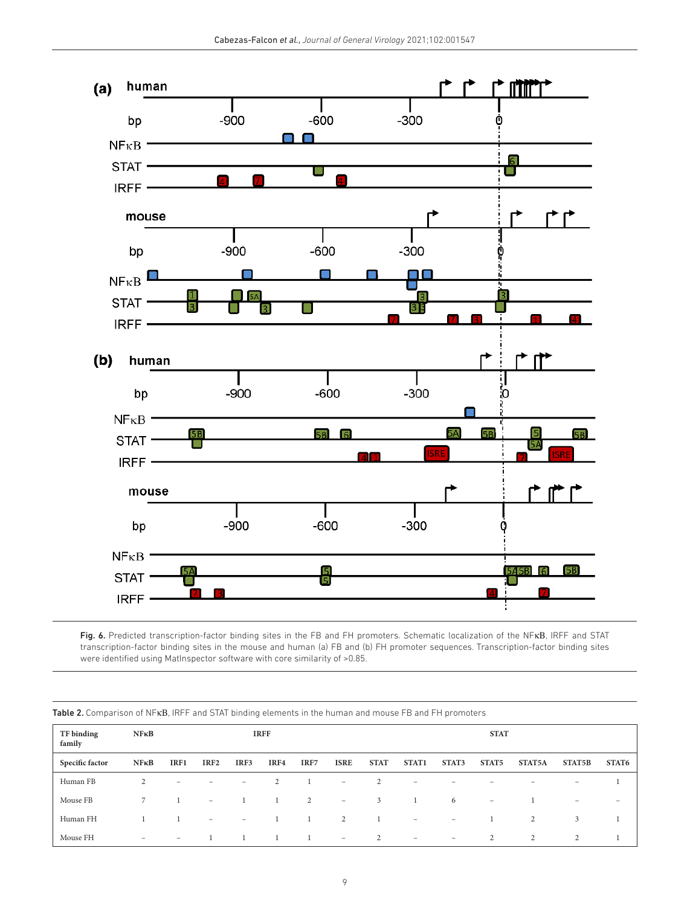Fig. 6. Predicted transcription-factor binding sites in the FB and FH promoters. Schematic localization of the NFκB, IRFF and STAT transcription-factor binding sites in the mouse and human (a) FB and (b) FH promoter sequences. Transcription-factor binding sites were identified using MatInspector software with core similarity of >0.85.

Table 2. Comparison of NFκB, IRFF and STAT binding elements in the human and mouse FB and FH promoters

| TF binding family | NFκB | IRFF | | | | | | STAT | | | | | | |
|---|---|---|---|---|---|---|---|---|---|---|---|---|---|---|
| Specific factor | NFκB | IRF1 | IRF2 | IRF3 | IRF4 | IRF7 | ISRE | STAT | STAT1 | STAT3 | STAT5 | STAT5A | STAT5B | STAT6 |
| Human FB | 2 | – | – | – | 2 | 1 | – | 2 | – | – | – | – | – | 1 |
| Mouse FB | 7 | 1 | – | 1 | 1 | 2 | – | 3 | 1 | 6 | – | 1 | – | – |
| Human FH | 1 | 1 | – | – | 1 | 1 | 2 | 1 | – | – | 1 | 2 | 3 | 1 |
| Mouse FH | – | – | 1 | 1 | 1 | 1 | – | 2 | – | – | 2 | 2 | 2 | 1 |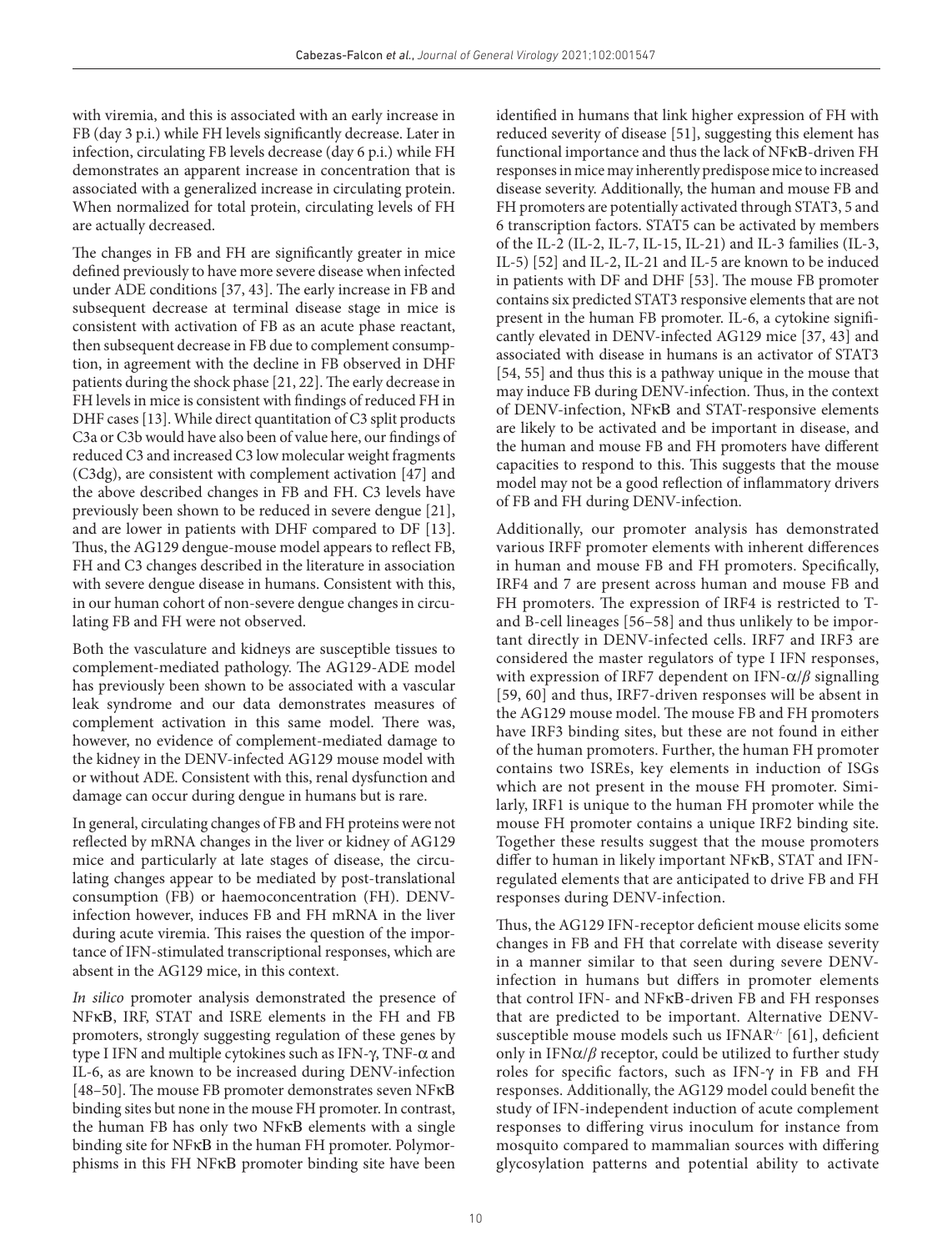with viremia, and this is associated with an early increase in FB (day 3 p.i.) while FH levels significantly decrease. Later in infection, circulating FB levels decrease (day 6 p.i.) while FH demonstrates an apparent increase in concentration that is associated with a generalized increase in circulating protein. When normalized for total protein, circulating levels of FH are actually decreased.

The changes in FB and FH are significantly greater in mice defined previously to have more severe disease when infected under ADE conditions [37, 43]. The early increase in FB and subsequent decrease at terminal disease stage in mice is consistent with activation of FB as an acute phase reactant, then subsequent decrease in FB due to complement consumption, in agreement with the decline in FB observed in DHF patients during the shock phase [21, 22]. The early decrease in FH levels in mice is consistent with findings of reduced FH in DHF cases [13]. While direct quantitation of C3 split products C3a or C3b would have also been of value here, our findings of reduced C3 and increased C3 low molecular weight fragments (C3dg), are consistent with complement activation [47] and the above described changes in FB and FH. C3 levels have previously been shown to be reduced in severe dengue [21], and are lower in patients with DHF compared to DF [13]. Thus, the AG129 dengue-mouse model appears to reflect FB, FH and C3 changes described in the literature in association with severe dengue disease in humans. Consistent with this, in our human cohort of non-severe dengue changes in circulating FB and FH were not observed.

Both the vasculature and kidneys are susceptible tissues to complement-mediated pathology. The AG129-ADE model has previously been shown to be associated with a vascular leak syndrome and our data demonstrates measures of complement activation in this same model. There was, however, no evidence of complement-mediated damage to the kidney in the DENV-infected AG129 mouse model with or without ADE. Consistent with this, renal dysfunction and damage can occur during dengue in humans but is rare.

In general, circulating changes of FB and FH proteins were not reflected by mRNA changes in the liver or kidney of AG129 mice and particularly at late stages of disease, the circulating changes appear to be mediated by post-translational consumption (FB) or haemoconcentration (FH). DENV-infection however, induces FB and FH mRNA in the liver during acute viremia. This raises the question of the importance of IFN-stimulated transcriptional responses, which are absent in the AG129 mice, in this context.

*In silico* promoter analysis demonstrated the presence of NFκB, IRF, STAT and ISRE elements in the FH and FB promoters, strongly suggesting regulation of these genes by type I IFN and multiple cytokines such as IFN-γ, TNF-α and IL-6, as are known to be increased during DENV-infection [48–50]. The mouse FB promoter demonstrates seven NFκB binding sites but none in the mouse FH promoter. In contrast, the human FB has only two NFκB elements with a single binding site for NFκB in the human FH promoter. Polymorphisms in this FH NFκB promoter binding site have been identified in humans that link higher expression of FH with reduced severity of disease [51], suggesting this element has functional importance and thus the lack of NFκB-driven FH responses in mice may inherently predispose mice to increased disease severity. Additionally, the human and mouse FB and FH promoters are potentially activated through STAT3, 5 and 6 transcription factors. STAT5 can be activated by members of the IL-2 (IL-2, IL-7, IL-15, IL-21) and IL-3 families (IL-3, IL-5) [52] and IL-2, IL-21 and IL-5 are known to be induced in patients with DF and DHF [53]. The mouse FB promoter contains six predicted STAT3 responsive elements that are not present in the human FB promoter. IL-6, a cytokine significantly elevated in DENV-infected AG129 mice [37, 43] and associated with disease in humans is an activator of STAT3 [54, 55] and thus this is a pathway unique in the mouse that may induce FB during DENV-infection. Thus, in the context of DENV-infection, NFκB and STAT-responsive elements are likely to be activated and be important in disease, and the human and mouse FB and FH promoters have different capacities to respond to this. This suggests that the mouse model may not be a good reflection of inflammatory drivers of FB and FH during DENV-infection.

Additionally, our promoter analysis has demonstrated various IRFF promoter elements with inherent differences in human and mouse FB and FH promoters. Specifically, IRF4 and 7 are present across human and mouse FB and FH promoters. The expression of IRF4 is restricted to T- and B-cell lineages [56–58] and thus unlikely to be important directly in DENV-infected cells. IRF7 and IRF3 are considered the master regulators of type I IFN responses, with expression of IRF7 dependent on IFN-$\alpha/\beta$ signalling [59, 60] and thus, IRF7-driven responses will be absent in the AG129 mouse model. The mouse FB and FH promoters have IRF3 binding sites, but these are not found in either of the human promoters. Further, the human FH promoter contains two ISREs, key elements in induction of ISGs which are not present in the mouse FH promoter. Similarly, IRF1 is unique to the human FH promoter while the mouse FH promoter contains a unique IRF2 binding site. Together these results suggest that the mouse promoters differ to human in likely important NFκB, STAT and IFN-regulated elements that are anticipated to drive FB and FH responses during DENV-infection.

Thus, the AG129 IFN-receptor deficient mouse elicits some changes in FB and FH that correlate with disease severity in a manner similar to that seen during severe DENV-infection in humans but differs in promoter elements that control IFN- and NFκB-driven FB and FH responses that are predicted to be important. Alternative DENV-susceptible mouse models such us IFNAR$^{-/-}$ [61], deficient only in IFN$\alpha/\beta$ receptor, could be utilized to further study roles for specific factors, such as IFN-γ in FB and FH responses. Additionally, the AG129 model could benefit the study of IFN-independent induction of acute complement responses to differing virus inoculum for instance from mosquito compared to mammalian sources with differing glycosylation patterns and potential ability to activate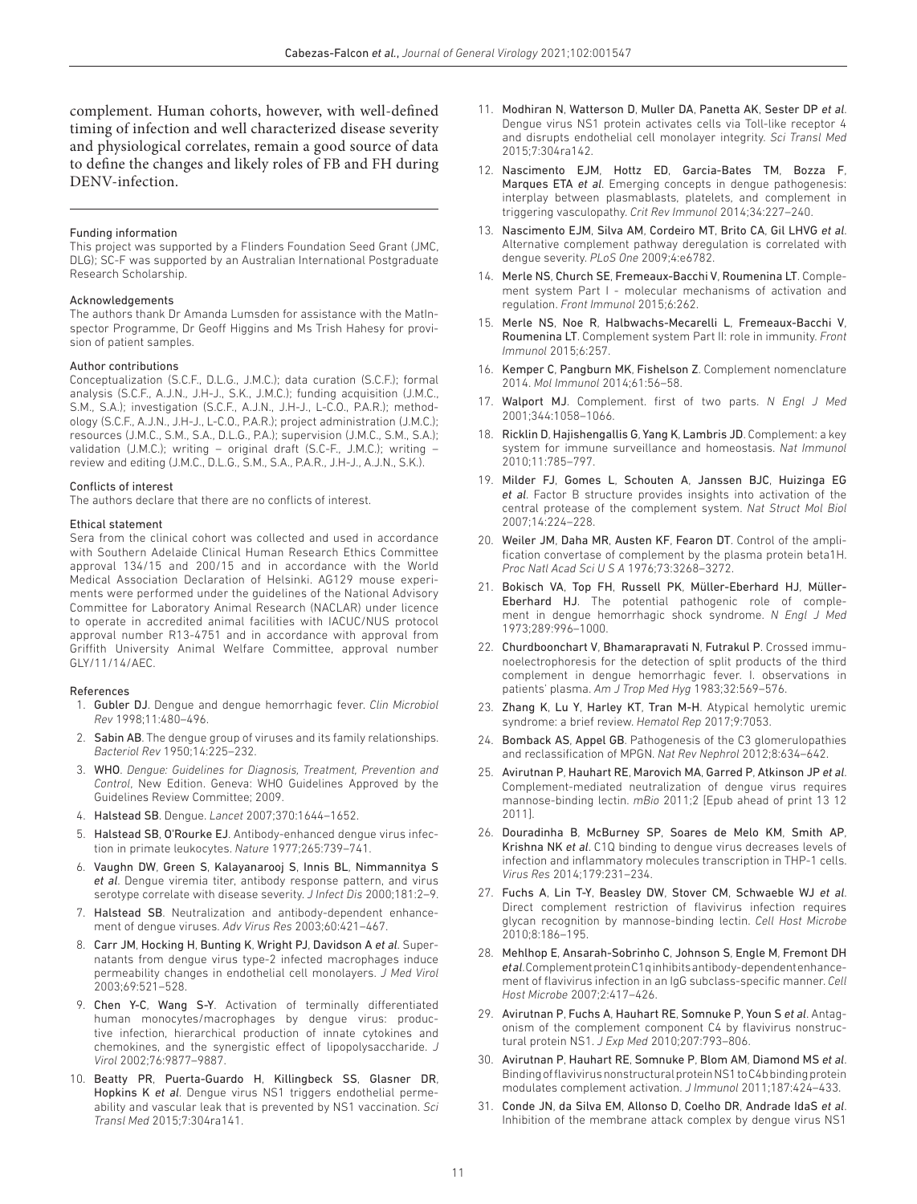complement. Human cohorts, however, with well-defined timing of infection and well characterized disease severity and physiological correlates, remain a good source of data to define the changes and likely roles of FB and FH during DENV-infection.

#### Funding information

This project was supported by a Flinders Foundation Seed Grant (JMC, DLG); SC-F was supported by an Australian International Postgraduate Research Scholarship.

#### Acknowledgements

The authors thank Dr Amanda Lumsden for assistance with the MatInspector Programme, Dr Geoff Higgins and Ms Trish Hahesy for provision of patient samples.

#### Author contributions

Conceptualization (S.C.F., D.L.G., J.M.C.); data curation (S.C.F.); formal analysis (S.C.F., A.J.N., J.H-J., S.K., J.M.C.); funding acquisition (J.M.C., S.M., S.A.); investigation (S.C.F., A.J.N., J.H-J., L-C.O., P.A.R.); methodology (S.C.F., A.J.N., J.H-J., L-C.O., P.A.R.); project administration (J.M.C.); resources (J.M.C., S.M., S.A., D.L.G., P.A.); supervision (J.M.C., S.M., S.A.); validation (J.M.C.); writing – original draft (S.C-F., J.M.C.); writing – review and editing (J.M.C., D.L.G., S.M., S.A., P.A.R., J.H-J., A.J.N., S.K.).

#### Conflicts of interest

The authors declare that there are no conflicts of interest.

#### Ethical statement

Sera from the clinical cohort was collected and used in accordance with Southern Adelaide Clinical Human Research Ethics Committee approval 134/15 and 200/15 and in accordance with the World Medical Association Declaration of Helsinki. AG129 mouse experiments were performed under the guidelines of the National Advisory Committee for Laboratory Animal Research (NACLAR) under licence to operate in accredited animal facilities with IACUC/NUS protocol approval number R13-4751 and in accordance with approval from Griffith University Animal Welfare Committee, approval number GLY/11/14/AEC.

#### References

1. Gubler DJ. Dengue and dengue hemorrhagic fever. *Clin Microbiol Rev* 1998;11:480–496.
2. Sabin AB. The dengue group of viruses and its family relationships. *Bacteriol Rev* 1950;14:225–232.
3. WHO. *Dengue: Guidelines for Diagnosis, Treatment, Prevention and Control*, New Edition. Geneva: WHO Guidelines Approved by the Guidelines Review Committee; 2009.
4. Halstead SB. Dengue. *Lancet* 2007;370:1644–1652.
5. Halstead SB, O'Rourke EJ. Antibody-enhanced dengue virus infection in primate leukocytes. *Nature* 1977;265:739–741.
6. Vaughn DW, Green S, Kalayanarooj S, Innis BL, Nimmannitya S *et al*. Dengue viremia titer, antibody response pattern, and virus serotype correlate with disease severity. *J Infect Dis* 2000;181:2–9.
7. Halstead SB. Neutralization and antibody-dependent enhancement of dengue viruses. *Adv Virus Res* 2003;60:421–467.
8. Carr JM, Hocking H, Bunting K, Wright PJ, Davidson A *et al*. Supernatants from dengue virus type-2 infected macrophages induce permeability changes in endothelial cell monolayers. *J Med Virol* 2003;69:521–528.
9. Chen Y-C, Wang S-Y. Activation of terminally differentiated human monocytes/macrophages by dengue virus: productive infection, hierarchical production of innate cytokines and chemokines, and the synergistic effect of lipopolysaccharide. *J Virol* 2002;76:9877–9887.
10. Beatty PR, Puerta-Guardo H, Killingbeck SS, Glasner DR, Hopkins K *et al*. Dengue virus NS1 triggers endothelial permeability and vascular leak that is prevented by NS1 vaccination. *Sci Transl Med* 2015;7:304ra141.
11. Modhiran N, Watterson D, Muller DA, Panetta AK, Sester DP *et al*. Dengue virus NS1 protein activates cells via Toll-like receptor 4 and disrupts endothelial cell monolayer integrity. *Sci Transl Med* 2015;7:304ra142.
12. Nascimento EJM, Hottz ED, Garcia-Bates TM, Bozza F, Marques ETA *et al*. Emerging concepts in dengue pathogenesis: interplay between plasmablasts, platelets, and complement in triggering vasculopathy. *Crit Rev Immunol* 2014;34:227–240.
13. Nascimento EJM, Silva AM, Cordeiro MT, Brito CA, Gil LHVG *et al*. Alternative complement pathway deregulation is correlated with dengue severity. *PLoS One* 2009;4:e6782.
14. Merle NS, Church SE, Fremeaux-Bacchi V, Roumenina LT. Complement system Part I - molecular mechanisms of activation and regulation. *Front Immunol* 2015;6:262.
15. Merle NS, Noe R, Halbwachs-Mecarelli L, Fremeaux-Bacchi V, Roumenina LT. Complement system Part II: role in immunity. *Front Immunol* 2015;6:257.
16. Kemper C, Pangburn MK, Fishelson Z. Complement nomenclature 2014. *Mol Immunol* 2014;61:56–58.
17. Walport MJ. Complement. first of two parts. *N Engl J Med* 2001;344:1058–1066.
18. Ricklin D, Hajishengallis G, Yang K, Lambris JD. Complement: a key system for immune surveillance and homeostasis. *Nat Immunol* 2010;11:785–797.
19. Milder FJ, Gomes L, Schouten A, Janssen BJC, Huizinga EG *et al*. Factor B structure provides insights into activation of the central protease of the complement system. *Nat Struct Mol Biol* 2007;14:224–228.
20. Weiler JM, Daha MR, Austen KF, Fearon DT. Control of the amplification convertase of complement by the plasma protein beta1H. *Proc Natl Acad Sci U S A* 1976;73:3268–3272.
21. Bokisch VA, Top FH, Russell PK, Müller-Eberhard HJ, Müller-Eberhard HJ. The potential pathogenic role of complement in dengue hemorrhagic shock syndrome. *N Engl J Med* 1973;289:996–1000.
22. Churdboonchart V, Bhamarapravati N, Futrakul P. Crossed immunoelectrophoresis for the detection of split products of the third complement in dengue hemorrhagic fever. I. observations in patients' plasma. *Am J Trop Med Hyg* 1983;32:569–576.
23. Zhang K, Lu Y, Harley KT, Tran M-H. Atypical hemolytic uremic syndrome: a brief review. *Hematol Rep* 2017;9:7053.
24. Bomback AS, Appel GB. Pathogenesis of the C3 glomerulopathies and reclassification of MPGN. *Nat Rev Nephrol* 2012;8:634–642.
25. Avirutnan P, Hauhart RE, Marovich MA, Garred P, Atkinson JP *et al*. Complement-mediated neutralization of dengue virus requires mannose-binding lectin. *mBio* 2011;2 [Epub ahead of print 13 12 2011].
26. Douradinha B, McBurney SP, Soares de Melo KM, Smith AP, Krishna NK *et al*. C1Q binding to dengue virus decreases levels of infection and inflammatory molecules transcription in THP-1 cells. *Virus Res* 2014;179:231–234.
27. Fuchs A, Lin T-Y, Beasley DW, Stover CM, Schwaeble WJ *et al*. Direct complement restriction of flavivirus infection requires glycan recognition by mannose-binding lectin. *Cell Host Microbe* 2010;8:186–195.
28. Mehlhop E, Ansarah-Sobrinho C, Johnson S, Engle M, Fremont DH *et al*. Complement protein C1q inhibits antibody-dependent enhancement of flavivirus infection in an IgG subclass-specific manner. *Cell Host Microbe* 2007;2:417–426.
29. Avirutnan P, Fuchs A, Hauhart RE, Somnuke P, Youn S *et al*. Antagonism of the complement component C4 by flavivirus nonstructural protein NS1. *J Exp Med* 2010;207:793–806.
30. Avirutnan P, Hauhart RE, Somnuke P, Blom AM, Diamond MS *et al*. Binding of flavivirus nonstructural protein NS1 to C4b binding protein modulates complement activation. *J Immunol* 2011;187:424–433.
31. Conde JN, da Silva EM, Allonso D, Coelho DR, Andrade IdaS *et al*. Inhibition of the membrane attack complex by dengue virus NS1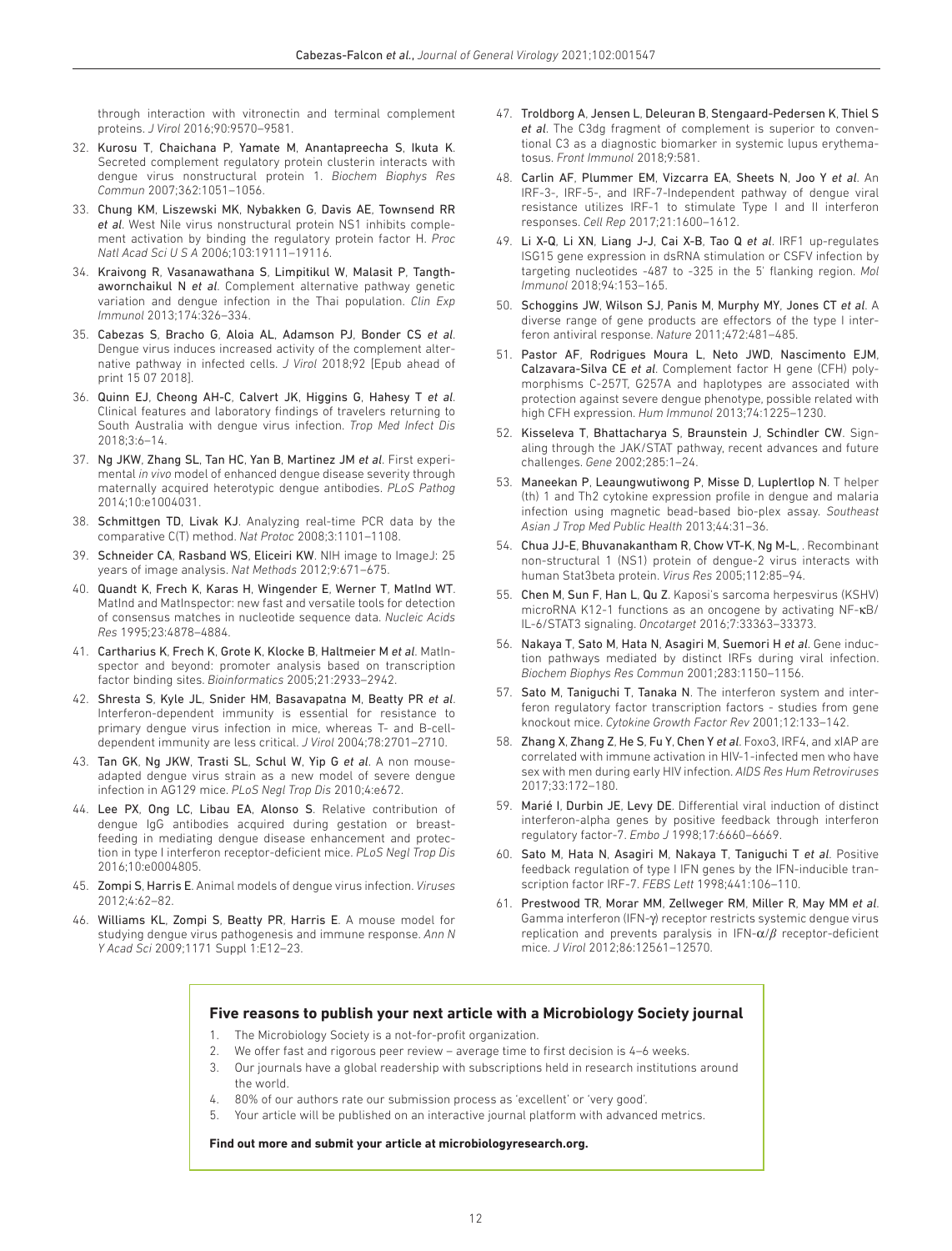through interaction with vitronectin and terminal complement proteins. *J Virol* 2016;90:9570–9581.

32. Kurosu T, Chaichana P, Yamate M, Anantapreecha S, Ikuta K. Secreted complement regulatory protein clusterin interacts with dengue virus nonstructural protein 1. *Biochem Biophys Res Commun* 2007;362:1051–1056.
33. Chung KM, Liszewski MK, Nybakken G, Davis AE, Townsend RR *et al*. West Nile virus nonstructural protein NS1 inhibits complement activation by binding the regulatory protein factor H. *Proc Natl Acad Sci U S A* 2006;103:19111–19116.
34. Kraivong R, Vasanawathana S, Limpitikul W, Malasit P, Tangthawornchaikul N *et al*. Complement alternative pathway genetic variation and dengue infection in the Thai population. *Clin Exp Immunol* 2013;174:326–334.
35. Cabezas S, Bracho G, Aloia AL, Adamson PJ, Bonder CS *et al*. Dengue virus induces increased activity of the complement alternative pathway in infected cells. *J Virol* 2018;92 [Epub ahead of print 15 07 2018].
36. Quinn EJ, Cheong AH-C, Calvert JK, Higgins G, Hahesy T *et al*. Clinical features and laboratory findings of travelers returning to South Australia with dengue virus infection. *Trop Med Infect Dis* 2018;3:6–14.
37. Ng JKW, Zhang SL, Tan HC, Yan B, Martinez JM *et al*. First experimental *in vivo* model of enhanced dengue disease severity through maternally acquired heterotypic dengue antibodies. *PLoS Pathog* 2014;10:e1004031.
38. Schmittgen TD, Livak KJ. Analyzing real-time PCR data by the comparative C(T) method. *Nat Protoc* 2008;3:1101–1108.
39. Schneider CA, Rasband WS, Eliceiri KW. NIH image to ImageJ: 25 years of image analysis. *Nat Methods* 2012;9:671–675.
40. Quandt K, Frech K, Karas H, Wingender E, Werner T. MatInd and MatInspector: new fast and versatile tools for detection of consensus matches in nucleotide sequence data. *Nucleic Acids Res* 1995;23:4878–4884.
41. Cartharius K, Frech K, Grote K, Klocke B, Haltmeier M *et al*. MatInspector and beyond: promoter analysis based on transcription factor binding sites. *Bioinformatics* 2005;21:2933–2942.
42. Shresta S, Kyle JL, Snider HM, Basavapatna M, Beatty PR *et al*. Interferon-dependent immunity is essential for resistance to primary dengue virus infection in mice, whereas T- and B-cell-dependent immunity are less critical. *J Virol* 2004;78:2701–2710.
43. Tan GK, Ng JKW, Trasti SL, Schul W, Yip G *et al*. A non mouse-adapted dengue virus strain as a new model of severe dengue infection in AG129 mice. *PLoS Negl Trop Dis* 2010;4:e672.
44. Lee PX, Ong LC, Libau EA, Alonso S. Relative contribution of dengue IgG antibodies acquired during gestation or breastfeeding in mediating dengue disease enhancement and protection in type I interferon receptor-deficient mice. *PLoS Negl Trop Dis* 2016;10:e0004805.
45. Zompi S, Harris E. Animal models of dengue virus infection. *Viruses* 2012;4:62–82.
46. Williams KL, Zompi S, Beatty PR, Harris E. A mouse model for studying dengue virus pathogenesis and immune response. *Ann N Y Acad Sci* 2009;1171 Suppl 1:E12–23.
47. Troldborg A, Jensen L, Deleuran B, Stengaard-Pedersen K, Thiel S *et al*. The C3dg fragment of complement is superior to conventional C3 as a diagnostic biomarker in systemic lupus erythematosus. *Front Immunol* 2018;9:581.
48. Carlin AF, Plummer EM, Vizcarra EA, Sheets N, Joo Y *et al*. An IRF-3-, IRF-5-, and IRF-7-Independent pathway of dengue viral resistance utilizes IRF-1 to stimulate Type I and II interferon responses. *Cell Rep* 2017;21:1600–1612.
49. Li X-Q, Li XN, Liang J-J, Cai X-B, Tao Q *et al*. IRF1 up-regulates ISG15 gene expression in dsRNA stimulation or CSFV infection by targeting nucleotides -487 to -325 in the 5′ flanking region. *Mol Immunol* 2018;94:153–165.
50. Schoggins JW, Wilson SJ, Panis M, Murphy MY, Jones CT *et al*. A diverse range of gene products are effectors of the type I interferon antiviral response. *Nature* 2011;472:481–485.
51. Pastor AF, Rodrigues Moura L, Neto JWD, Nascimento EJM, Calzavara-Silva CE *et al*. Complement factor H gene (CFH) polymorphisms C-257T, G257A and haplotypes are associated with protection against severe dengue phenotype, possible related with high CFH expression. *Hum Immunol* 2013;74:1225–1230.
52. Kisseleva T, Bhattacharya S, Braunstein J, Schindler CW. Signaling through the JAK/STAT pathway, recent advances and future challenges. *Gene* 2002;285:1–24.
53. Maneekan P, Leaungwutiwong P, Misse D, Luplertlop N. T helper (th) 1 and Th2 cytokine expression profile in dengue and malaria infection using magnetic bead-based bio-plex assay. *Southeast Asian J Trop Med Public Health* 2013;44:31–36.
54. Chua JJ-E, Bhuvanakantham R, Chow VT-K, Ng M-L, . Recombinant non-structural 1 (NS1) protein of dengue-2 virus interacts with human Stat3beta protein. *Virus Res* 2005;112:85–94.
55. Chen M, Sun F, Han L, Qu Z. Kaposi's sarcoma herpesvirus (KSHV) microRNA K12-1 functions as an oncogene by activating NF-κB/IL-6/STAT3 signaling. *Oncotarget* 2016;7:33363–33373.
56. Nakaya T, Sato M, Hata N, Asagiri M, Suemori H *et al*. Gene induction pathways mediated by distinct IRFs during viral infection. *Biochem Biophys Res Commun* 2001;283:1150–1156.
57. Sato M, Taniguchi T, Tanaka N. The interferon system and interferon regulatory factor transcription factors - studies from gene knockout mice. *Cytokine Growth Factor Rev* 2001;12:133–142.
58. Zhang X, Zhang Z, He S, Fu Y, Chen Y *et al*. Foxo3, IRF4, and xIAP are correlated with immune activation in HIV-1-infected men who have sex with men during early HIV infection. *AIDS Res Hum Retroviruses* 2017;33:172–180.
59. Marié I, Durbin JE, Levy DE. Differential viral induction of distinct interferon-alpha genes by positive feedback through interferon regulatory factor-7. *Embo J* 1998;17:6660–6669.
60. Sato M, Hata N, Asagiri M, Nakaya T, Taniguchi T *et al*. Positive feedback regulation of type I IFN genes by the IFN-inducible transcription factor IRF-7. *FEBS Lett* 1998;441:106–110.
61. Prestwood TR, Morar MM, Zellweger RM, Miller R, May MM *et al*. Gamma interferon (IFN-γ) receptor restricts systemic dengue virus replication and prevents paralysis in IFN-α/β receptor-deficient mice. *J Virol* 2012;86:12561–12570.

**Five reasons to publish your next article with a Microbiology Society journal**

1. The Microbiology Society is a not-for-profit organization.
2. We offer fast and rigorous peer review – average time to first decision is 4–6 weeks.
3. Our journals have a global readership with subscriptions held in research institutions around the world.
4. 80% of our authors rate our submission process as 'excellent' or 'very good'.
5. Your article will be published on an interactive journal platform with advanced metrics.

**Find out more and submit your article at microbiologyresearch.org.**